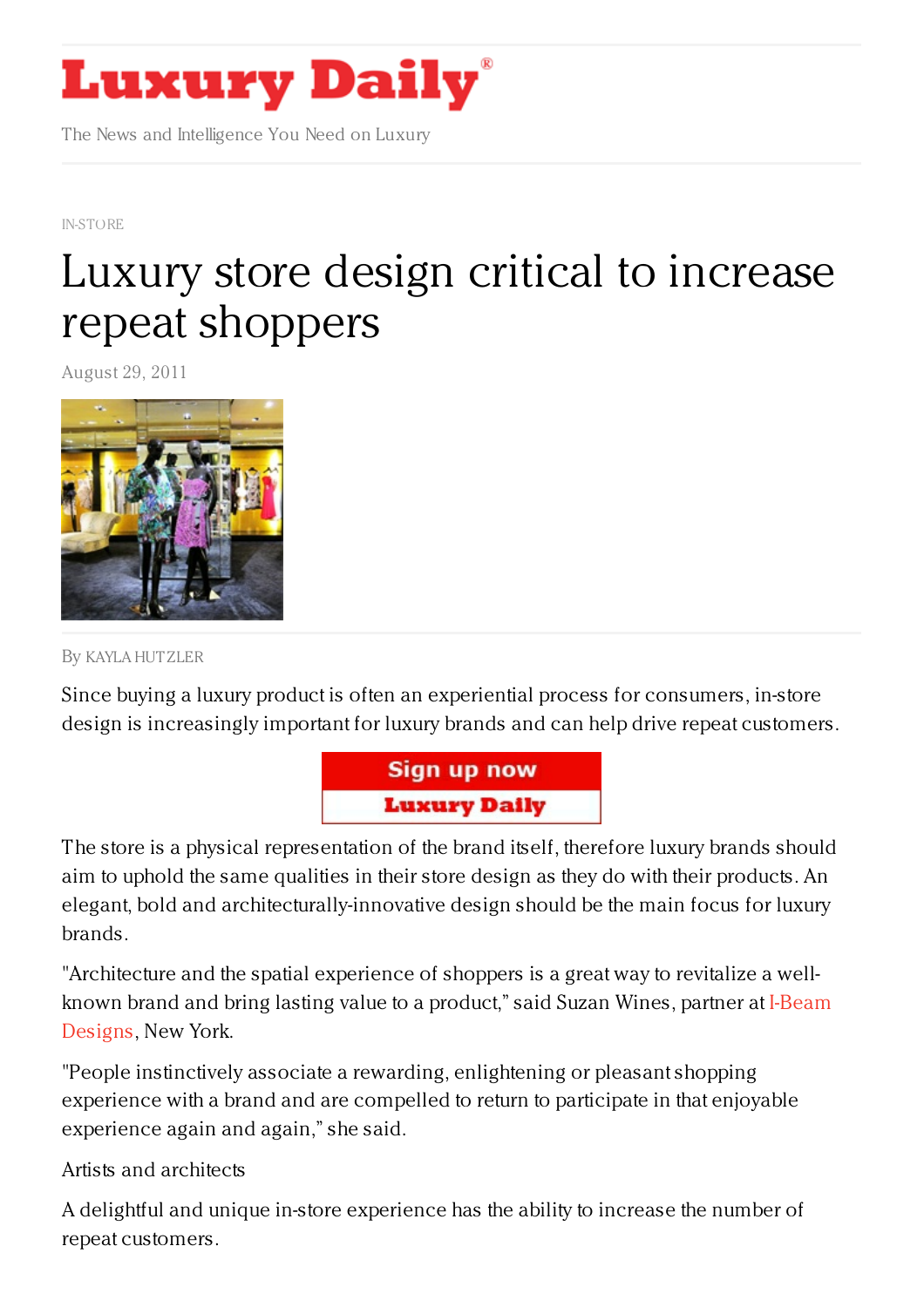# Luxury Daily

The News and Intelligence You Need on Luxury

IN-STORE

# Luxury store design critical to increase repeat shoppers

August 29, 2011

By KAYLA HUTZLER

Since buying a luxury product is often an experiential process for consumers, in-store design is increasingly important for luxury brands and can help drive repeat customers.

The store is a physical representation of the brand itself, therefore luxury brands should aim to uphold the same qualities in their store design as they do with their products. An elegant, bold and architecturally-innovative design should be the main focus for luxury brands.

"Architecture and the spatial experience of shoppers is a great way to revitalize a well-known brand and bring lasting value to a product," said Suzan Wines, partner at I-Beam Designs, New York.

"People instinctively associate a rewarding, enlightening or pleasant shopping experience with a brand and are compelled to return to participate in that enjoyable experience again and again," she said.

Artists and architects

A delightful and unique in-store experience has the ability to increase the number of repeat customers.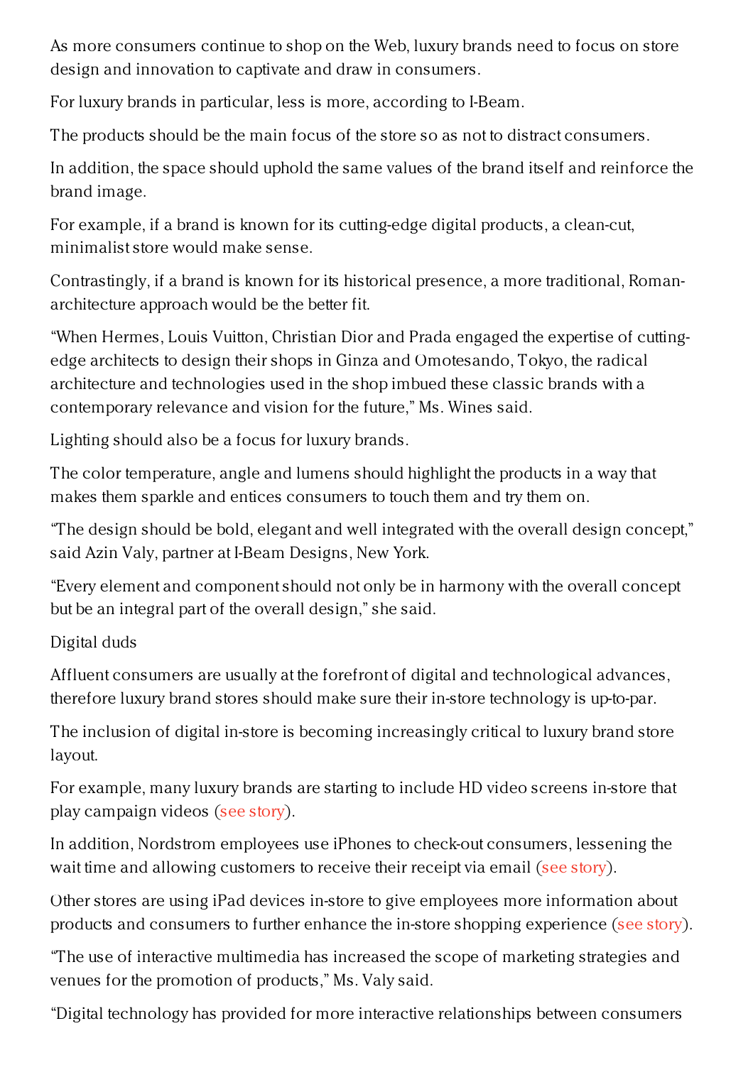As more consumers continue to shop on the Web, luxury brands need to focus on store design and innovation to captivate and draw in consumers.

For luxury brands in particular, less is more, according to I-Beam.

The products should be the main focus of the store so as not to distract consumers.

In addition, the space should uphold the same values of the brand itself and reinforce the brand image.

For example, if a brand is known for its cutting-edge digital products, a clean-cut, minimalist store would make sense.

Contrastingly, if a brand is known for its historical presence, a more traditional, Roman-architecture approach would be the better fit.

"When Hermes, Louis Vuitton, Christian Dior and Prada engaged the expertise of cutting-edge architects to design their shops in Ginza and Omotesando, Tokyo, the radical architecture and technologies used in the shop imbued these classic brands with a contemporary relevance and vision for the future," Ms. Wines said.

Lighting should also be a focus for luxury brands.

The color temperature, angle and lumens should highlight the products in a way that makes them sparkle and entices consumers to touch them and try them on.

"The design should be bold, elegant and well integrated with the overall design concept," said Azin Valy, partner at I-Beam Designs, New York.

"Every element and component should not only be in harmony with the overall concept but be an integral part of the overall design," she said.

## Digital duds

Affluent consumers are usually at the forefront of digital and technological advances, therefore luxury brand stores should make sure their in-store technology is up-to-par.

The inclusion of digital in-store is becoming increasingly critical to luxury brand store layout.

For example, many luxury brands are starting to include HD video screens in-store that play campaign videos (see story).

In addition, Nordstrom employees use iPhones to check-out consumers, lessening the wait time and allowing customers to receive their receipt via email (see story).

Other stores are using iPad devices in-store to give employees more information about products and consumers to further enhance the in-store shopping experience (see story).

"The use of interactive multimedia has increased the scope of marketing strategies and venues for the promotion of products," Ms. Valy said.

"Digital technology has provided for more interactive relationships between consumers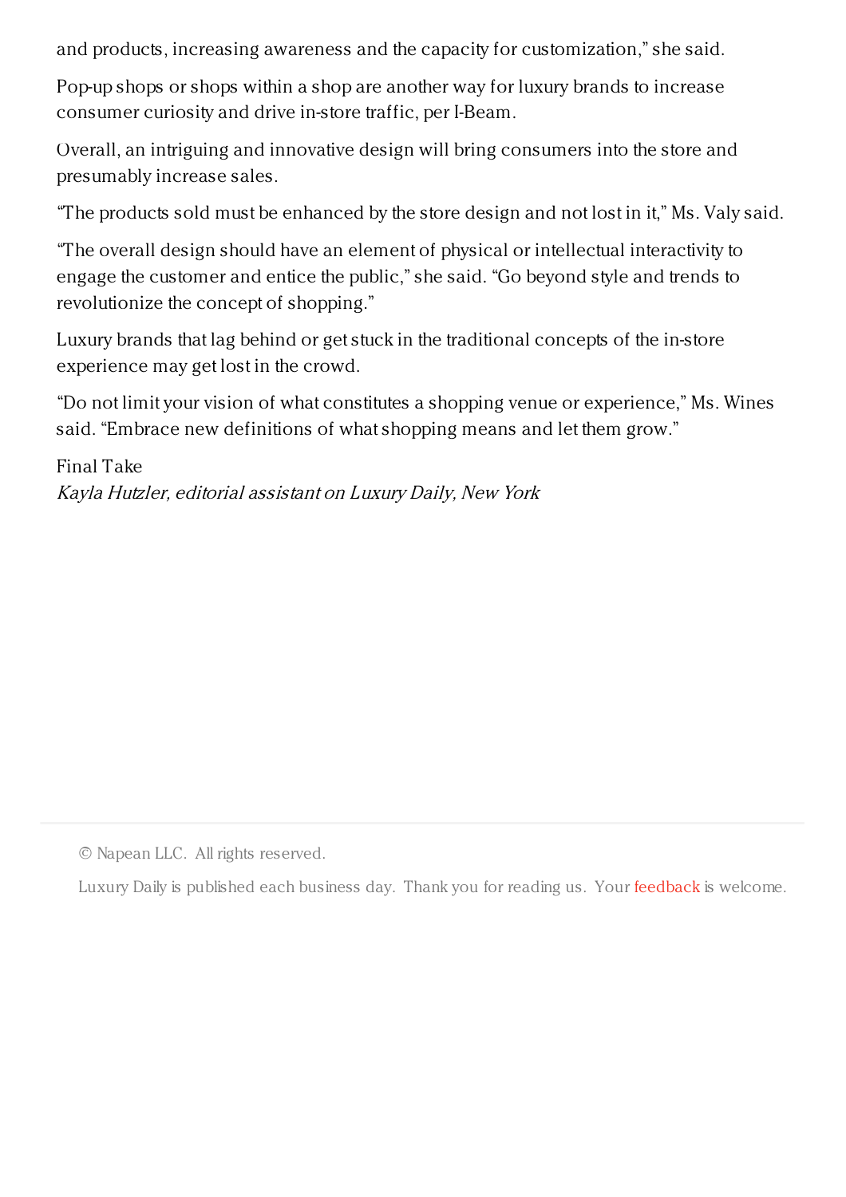and products, increasing awareness and the capacity for customization," she said.

Pop-up shops or shops within a shop are another way for luxury brands to increase consumer curiosity and drive in-store traffic, per I-Beam.

Overall, an intriguing and innovative design will bring consumers into the store and presumably increase sales.

"The products sold must be enhanced by the store design and not lost in it," Ms. Valy said.

"The overall design should have an element of physical or intellectual interactivity to engage the customer and entice the public," she said. "Go beyond style and trends to revolutionize the concept of shopping."

Luxury brands that lag behind or get stuck in the traditional concepts of the in-store experience may get lost in the crowd.

"Do not limit your vision of what constitutes a shopping venue or experience," Ms. Wines said. "Embrace new definitions of what shopping means and let them grow."

Final Take
*Kayla Hutzler, editorial assistant on Luxury Daily, New York*

© Napean LLC. All rights reserved.

Luxury Daily is published each business day. Thank you for reading us. Your feedback is welcome.